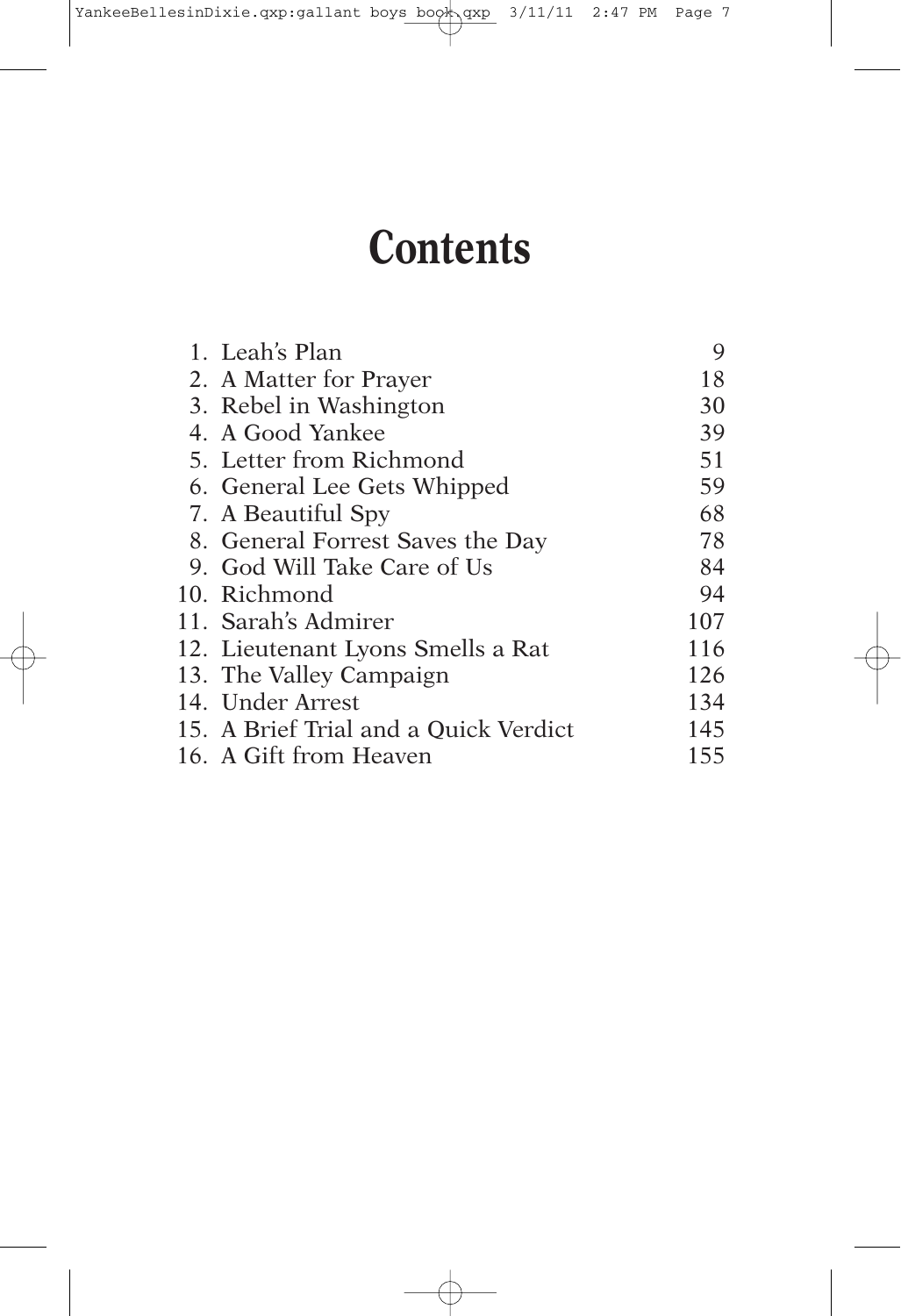# Contents

| | |
|---|---:|
| 1. Leah's Plan | 9 |
| 2. A Matter for Prayer | 18 |
| 3. Rebel in Washington | 30 |
| 4. A Good Yankee | 39 |
| 5. Letter from Richmond | 51 |
| 6. General Lee Gets Whipped | 59 |
| 7. A Beautiful Spy | 68 |
| 8. General Forrest Saves the Day | 78 |
| 9. God Will Take Care of Us | 84 |
| 10. Richmond | 94 |
| 11. Sarah's Admirer | 107 |
| 12. Lieutenant Lyons Smells a Rat | 116 |
| 13. The Valley Campaign | 126 |
| 14. Under Arrest | 134 |
| 15. A Brief Trial and a Quick Verdict | 145 |
| 16. A Gift from Heaven | 155 |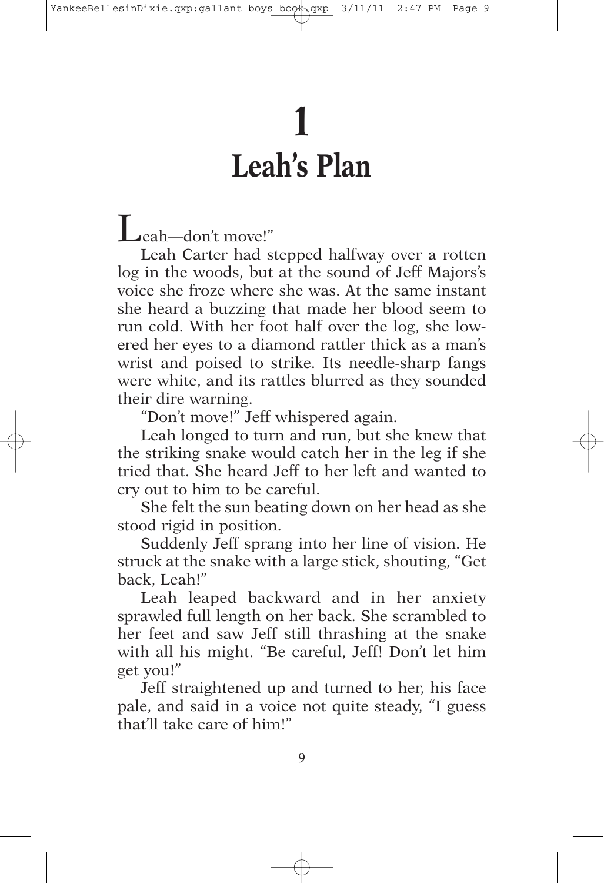# 1
# Leah's Plan

Leah—don't move!"

Leah Carter had stepped halfway over a rotten log in the woods, but at the sound of Jeff Majors's voice she froze where she was. At the same instant she heard a buzzing that made her blood seem to run cold. With her foot half over the log, she lowered her eyes to a diamond rattler thick as a man's wrist and poised to strike. Its needle-sharp fangs were white, and its rattles blurred as they sounded their dire warning.

"Don't move!" Jeff whispered again.

Leah longed to turn and run, but she knew that the striking snake would catch her in the leg if she tried that. She heard Jeff to her left and wanted to cry out to him to be careful.

She felt the sun beating down on her head as she stood rigid in position.

Suddenly Jeff sprang into her line of vision. He struck at the snake with a large stick, shouting, "Get back, Leah!"

Leah leaped backward and in her anxiety sprawled full length on her back. She scrambled to her feet and saw Jeff still thrashing at the snake with all his might. "Be careful, Jeff! Don't let him get you!"

Jeff straightened up and turned to her, his face pale, and said in a voice not quite steady, "I guess that'll take care of him!"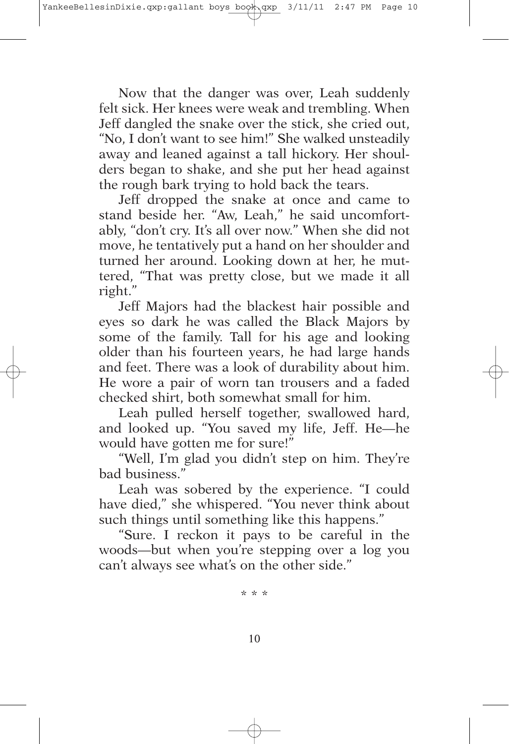Now that the danger was over, Leah suddenly felt sick. Her knees were weak and trembling. When Jeff dangled the snake over the stick, she cried out, "No, I don't want to see him!" She walked unsteadily away and leaned against a tall hickory. Her shoulders began to shake, and she put her head against the rough bark trying to hold back the tears.

Jeff dropped the snake at once and came to stand beside her. "Aw, Leah," he said uncomfortably, "don't cry. It's all over now." When she did not move, he tentatively put a hand on her shoulder and turned her around. Looking down at her, he muttered, "That was pretty close, but we made it all right."

Jeff Majors had the blackest hair possible and eyes so dark he was called the Black Majors by some of the family. Tall for his age and looking older than his fourteen years, he had large hands and feet. There was a look of durability about him. He wore a pair of worn tan trousers and a faded checked shirt, both somewhat small for him.

Leah pulled herself together, swallowed hard, and looked up. "You saved my life, Jeff. He—he would have gotten me for sure!"

"Well, I'm glad you didn't step on him. They're bad business."

Leah was sobered by the experience. "I could have died," she whispered. "You never think about such things until something like this happens."

"Sure. I reckon it pays to be careful in the woods—but when you're stepping over a log you can't always see what's on the other side."

\* \* \*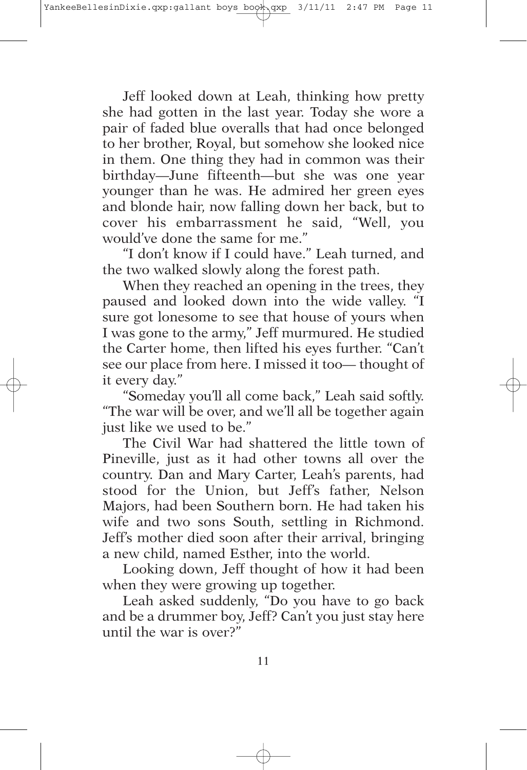Jeff looked down at Leah, thinking how pretty she had gotten in the last year. Today she wore a pair of faded blue overalls that had once belonged to her brother, Royal, but somehow she looked nice in them. One thing they had in common was their birthday—June fifteenth—but she was one year younger than he was. He admired her green eyes and blonde hair, now falling down her back, but to cover his embarrassment he said, "Well, you would've done the same for me."

"I don't know if I could have." Leah turned, and the two walked slowly along the forest path.

When they reached an opening in the trees, they paused and looked down into the wide valley. "I sure got lonesome to see that house of yours when I was gone to the army," Jeff murmured. He studied the Carter home, then lifted his eyes further. "Can't see our place from here. I missed it too— thought of it every day."

"Someday you'll all come back," Leah said softly. "The war will be over, and we'll all be together again just like we used to be."

The Civil War had shattered the little town of Pineville, just as it had other towns all over the country. Dan and Mary Carter, Leah's parents, had stood for the Union, but Jeff's father, Nelson Majors, had been Southern born. He had taken his wife and two sons South, settling in Richmond. Jeff's mother died soon after their arrival, bringing a new child, named Esther, into the world.

Looking down, Jeff thought of how it had been when they were growing up together.

Leah asked suddenly, "Do you have to go back and be a drummer boy, Jeff? Can't you just stay here until the war is over?"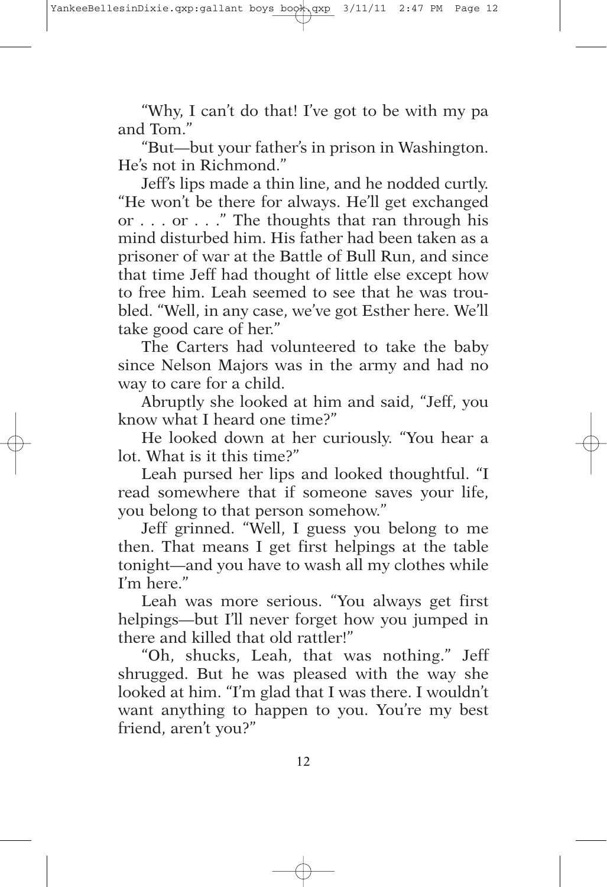"Why, I can't do that! I've got to be with my pa and Tom."

"But—but your father's in prison in Washington. He's not in Richmond."

Jeff's lips made a thin line, and he nodded curtly. "He won't be there for always. He'll get exchanged or . . . or . . ." The thoughts that ran through his mind disturbed him. His father had been taken as a prisoner of war at the Battle of Bull Run, and since that time Jeff had thought of little else except how to free him. Leah seemed to see that he was troubled. "Well, in any case, we've got Esther here. We'll take good care of her."

The Carters had volunteered to take the baby since Nelson Majors was in the army and had no way to care for a child.

Abruptly she looked at him and said, "Jeff, you know what I heard one time?"

He looked down at her curiously. "You hear a lot. What is it this time?"

Leah pursed her lips and looked thoughtful. "I read somewhere that if someone saves your life, you belong to that person somehow."

Jeff grinned. "Well, I guess you belong to me then. That means I get first helpings at the table tonight—and you have to wash all my clothes while I'm here."

Leah was more serious. "You always get first helpings—but I'll never forget how you jumped in there and killed that old rattler!"

"Oh, shucks, Leah, that was nothing." Jeff shrugged. But he was pleased with the way she looked at him. "I'm glad that I was there. I wouldn't want anything to happen to you. You're my best friend, aren't you?"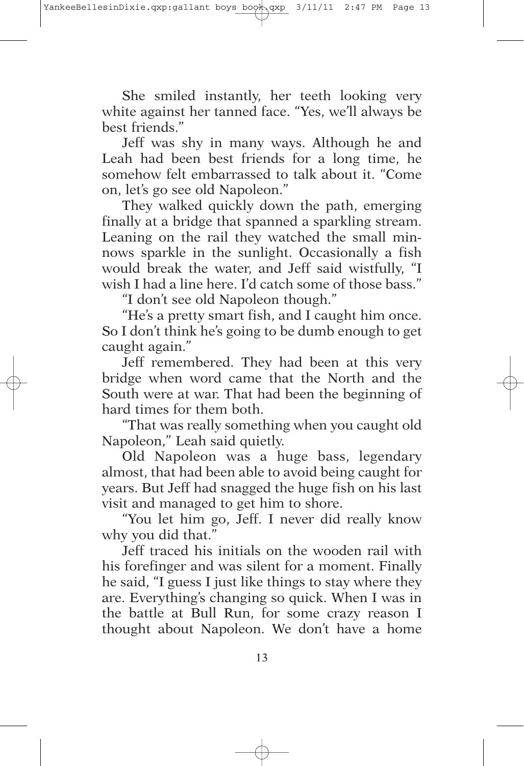She smiled instantly, her teeth looking very white against her tanned face. "Yes, we'll always be best friends."

Jeff was shy in many ways. Although he and Leah had been best friends for a long time, he somehow felt embarrassed to talk about it. "Come on, let's go see old Napoleon."

They walked quickly down the path, emerging finally at a bridge that spanned a sparkling stream. Leaning on the rail they watched the small minnows sparkle in the sunlight. Occasionally a fish would break the water, and Jeff said wistfully, "I wish I had a line here. I'd catch some of those bass."

"I don't see old Napoleon though."

"He's a pretty smart fish, and I caught him once. So I don't think he's going to be dumb enough to get caught again."

Jeff remembered. They had been at this very bridge when word came that the North and the South were at war. That had been the beginning of hard times for them both.

"That was really something when you caught old Napoleon," Leah said quietly.

Old Napoleon was a huge bass, legendary almost, that had been able to avoid being caught for years. But Jeff had snagged the huge fish on his last visit and managed to get him to shore.

"You let him go, Jeff. I never did really know why you did that."

Jeff traced his initials on the wooden rail with his forefinger and was silent for a moment. Finally he said, "I guess I just like things to stay where they are. Everything's changing so quick. When I was in the battle at Bull Run, for some crazy reason I thought about Napoleon. We don't have a home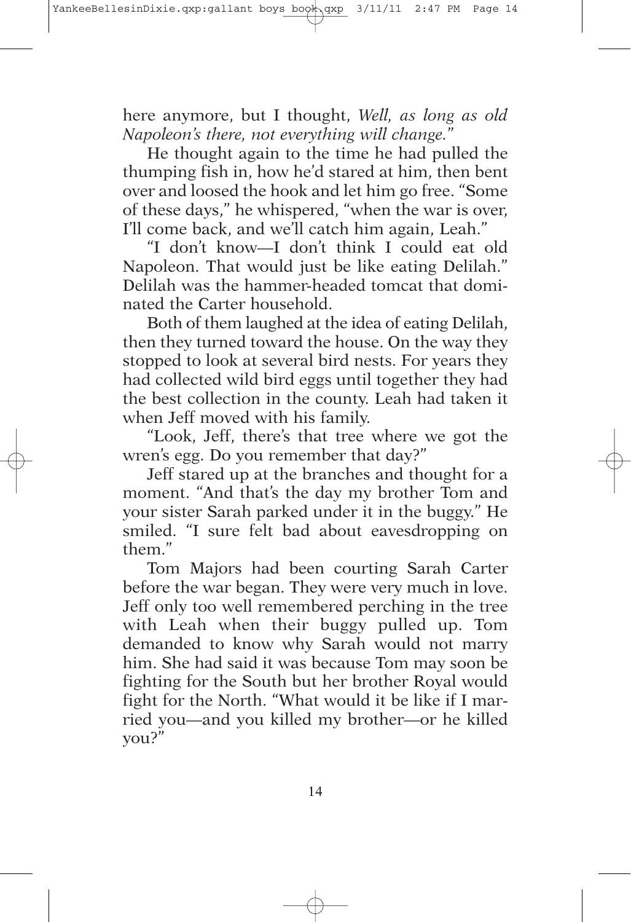here anymore, but I thought, *Well, as long as old Napoleon's there, not everything will change.*"

He thought again to the time he had pulled the thumping fish in, how he'd stared at him, then bent over and loosed the hook and let him go free. "Some of these days," he whispered, "when the war is over, I'll come back, and we'll catch him again, Leah."

"I don't know—I don't think I could eat old Napoleon. That would just be like eating Delilah." Delilah was the hammer-headed tomcat that dominated the Carter household.

Both of them laughed at the idea of eating Delilah, then they turned toward the house. On the way they stopped to look at several bird nests. For years they had collected wild bird eggs until together they had the best collection in the county. Leah had taken it when Jeff moved with his family.

"Look, Jeff, there's that tree where we got the wren's egg. Do you remember that day?"

Jeff stared up at the branches and thought for a moment. "And that's the day my brother Tom and your sister Sarah parked under it in the buggy." He smiled. "I sure felt bad about eavesdropping on them."

Tom Majors had been courting Sarah Carter before the war began. They were very much in love. Jeff only too well remembered perching in the tree with Leah when their buggy pulled up. Tom demanded to know why Sarah would not marry him. She had said it was because Tom may soon be fighting for the South but her brother Royal would fight for the North. "What would it be like if I married you—and you killed my brother—or he killed you?"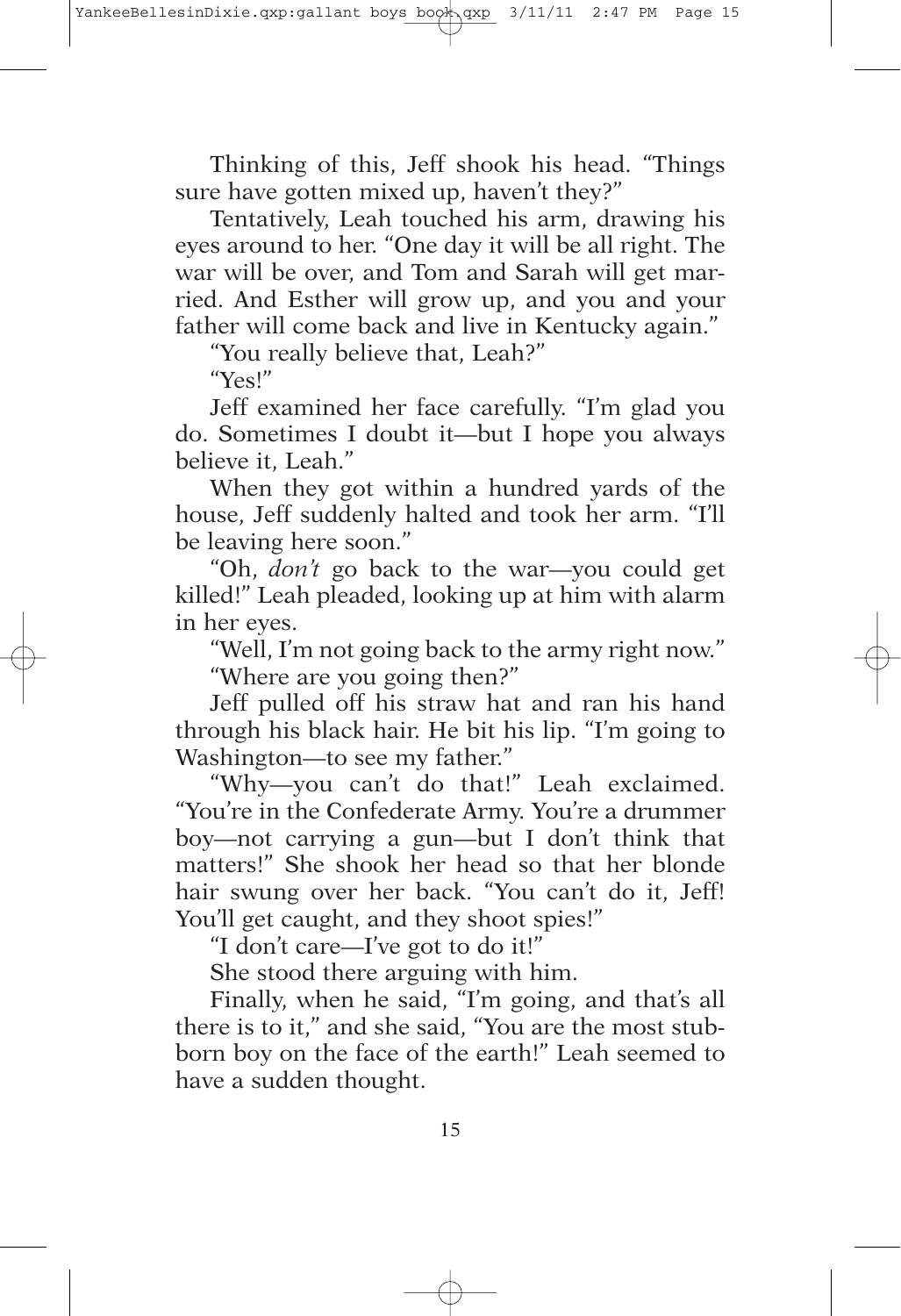Thinking of this, Jeff shook his head. "Things sure have gotten mixed up, haven't they?"

Tentatively, Leah touched his arm, drawing his eyes around to her. "One day it will be all right. The war will be over, and Tom and Sarah will get married. And Esther will grow up, and you and your father will come back and live in Kentucky again."

"You really believe that, Leah?"

"Yes!"

Jeff examined her face carefully. "I'm glad you do. Sometimes I doubt it—but I hope you always believe it, Leah."

When they got within a hundred yards of the house, Jeff suddenly halted and took her arm. "I'll be leaving here soon."

"Oh, *don't* go back to the war—you could get killed!" Leah pleaded, looking up at him with alarm in her eyes.

"Well, I'm not going back to the army right now."

"Where are you going then?"

Jeff pulled off his straw hat and ran his hand through his black hair. He bit his lip. "I'm going to Washington—to see my father."

"Why—you can't do that!" Leah exclaimed. "You're in the Confederate Army. You're a drummer boy—not carrying a gun—but I don't think that matters!" She shook her head so that her blonde hair swung over her back. "You can't do it, Jeff! You'll get caught, and they shoot spies!"

"I don't care—I've got to do it!"

She stood there arguing with him.

Finally, when he said, "I'm going, and that's all there is to it," and she said, "You are the most stubborn boy on the face of the earth!" Leah seemed to have a sudden thought.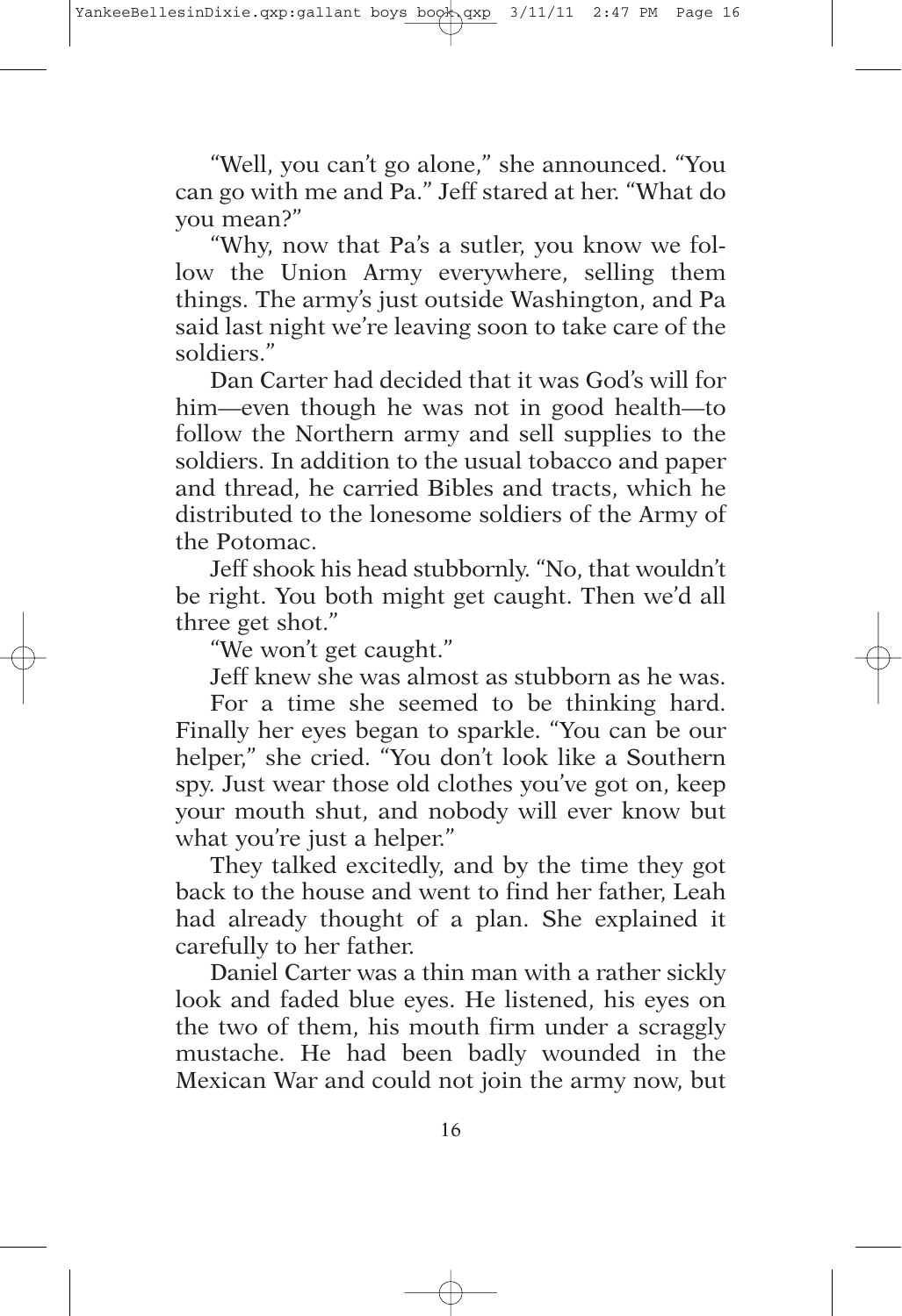"Well, you can't go alone," she announced. "You can go with me and Pa." Jeff stared at her. "What do you mean?"

"Why, now that Pa's a sutler, you know we follow the Union Army everywhere, selling them things. The army's just outside Washington, and Pa said last night we're leaving soon to take care of the soldiers."

Dan Carter had decided that it was God's will for him—even though he was not in good health—to follow the Northern army and sell supplies to the soldiers. In addition to the usual tobacco and paper and thread, he carried Bibles and tracts, which he distributed to the lonesome soldiers of the Army of the Potomac.

Jeff shook his head stubbornly. "No, that wouldn't be right. You both might get caught. Then we'd all three get shot."

"We won't get caught."

Jeff knew she was almost as stubborn as he was.

For a time she seemed to be thinking hard. Finally her eyes began to sparkle. "You can be our helper," she cried. "You don't look like a Southern spy. Just wear those old clothes you've got on, keep your mouth shut, and nobody will ever know but what you're just a helper."

They talked excitedly, and by the time they got back to the house and went to find her father, Leah had already thought of a plan. She explained it carefully to her father.

Daniel Carter was a thin man with a rather sickly look and faded blue eyes. He listened, his eyes on the two of them, his mouth firm under a scraggly mustache. He had been badly wounded in the Mexican War and could not join the army now, but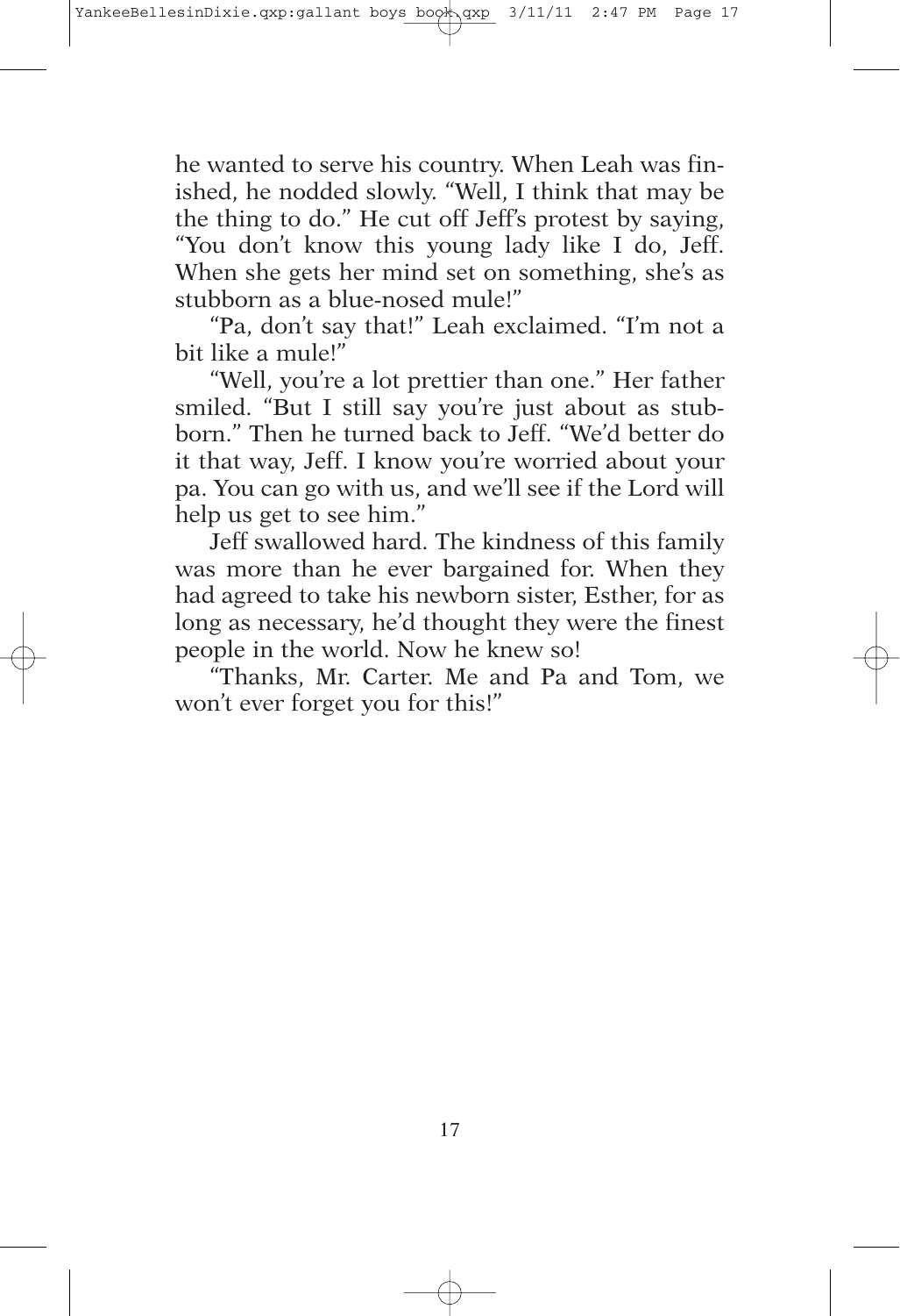he wanted to serve his country. When Leah was finished, he nodded slowly. "Well, I think that may be the thing to do." He cut off Jeff's protest by saying, "You don't know this young lady like I do, Jeff. When she gets her mind set on something, she's as stubborn as a blue-nosed mule!"

"Pa, don't say that!" Leah exclaimed. "I'm not a bit like a mule!"

"Well, you're a lot prettier than one." Her father smiled. "But I still say you're just about as stubborn." Then he turned back to Jeff. "We'd better do it that way, Jeff. I know you're worried about your pa. You can go with us, and we'll see if the Lord will help us get to see him."

Jeff swallowed hard. The kindness of this family was more than he ever bargained for. When they had agreed to take his newborn sister, Esther, for as long as necessary, he'd thought they were the finest people in the world. Now he knew so!

"Thanks, Mr. Carter. Me and Pa and Tom, we won't ever forget you for this!"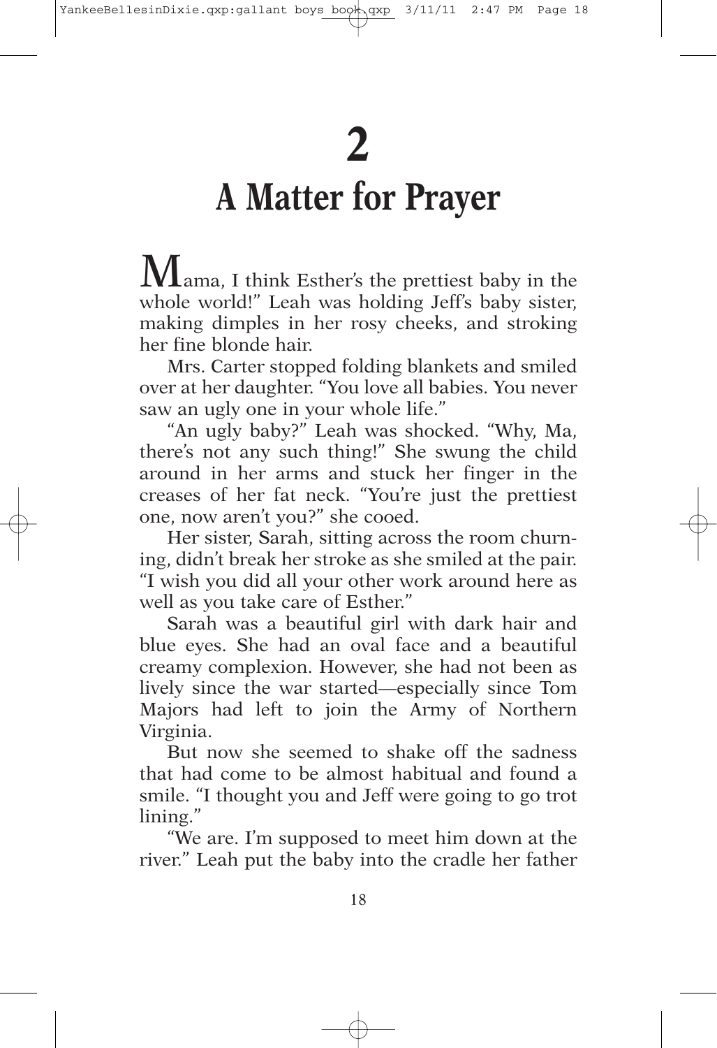# 2

# A Matter for Prayer

Mama, I think Esther's the prettiest baby in the whole world!" Leah was holding Jeff's baby sister, making dimples in her rosy cheeks, and stroking her fine blonde hair.

Mrs. Carter stopped folding blankets and smiled over at her daughter. "You love all babies. You never saw an ugly one in your whole life."

"An ugly baby?" Leah was shocked. "Why, Ma, there's not any such thing!" She swung the child around in her arms and stuck her finger in the creases of her fat neck. "You're just the prettiest one, now aren't you?" she cooed.

Her sister, Sarah, sitting across the room churning, didn't break her stroke as she smiled at the pair. "I wish you did all your other work around here as well as you take care of Esther."

Sarah was a beautiful girl with dark hair and blue eyes. She had an oval face and a beautiful creamy complexion. However, she had not been as lively since the war started—especially since Tom Majors had left to join the Army of Northern Virginia.

But now she seemed to shake off the sadness that had come to be almost habitual and found a smile. "I thought you and Jeff were going to go trot lining."

"We are. I'm supposed to meet him down at the river." Leah put the baby into the cradle her father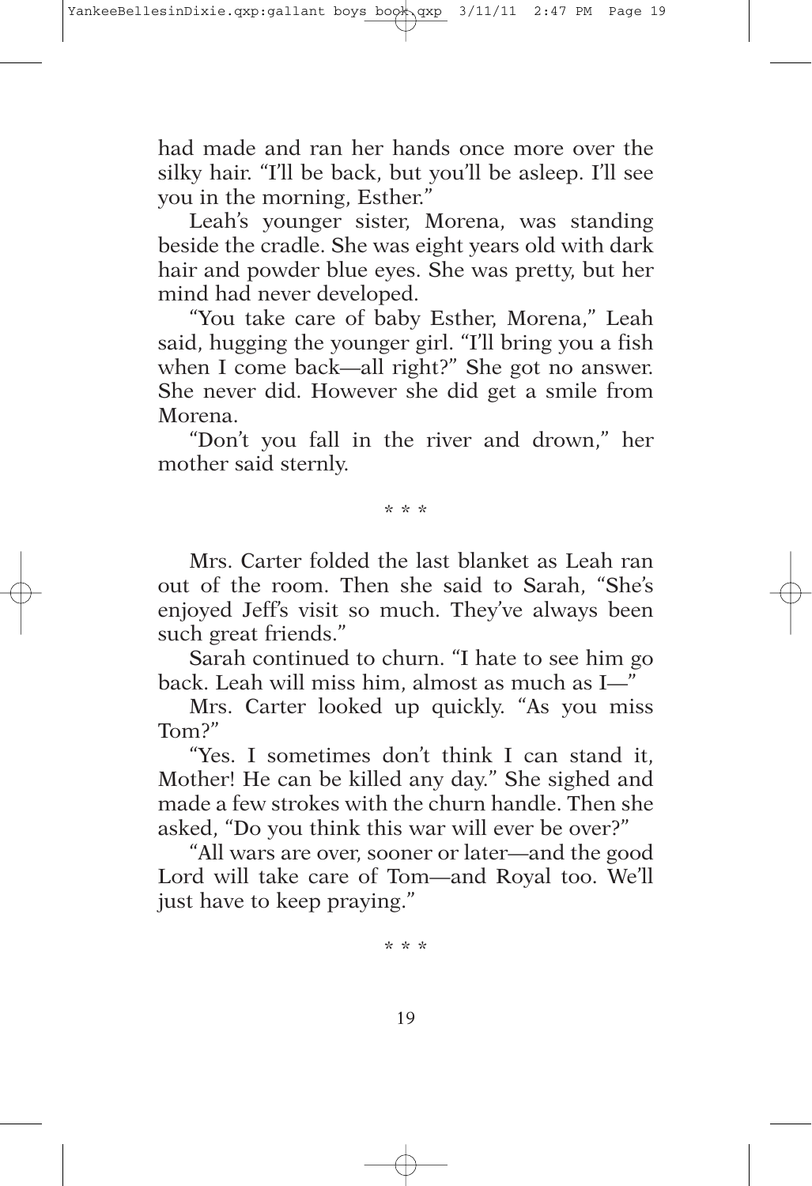had made and ran her hands once more over the silky hair. "I'll be back, but you'll be asleep. I'll see you in the morning, Esther."

Leah's younger sister, Morena, was standing beside the cradle. She was eight years old with dark hair and powder blue eyes. She was pretty, but her mind had never developed.

"You take care of baby Esther, Morena," Leah said, hugging the younger girl. "I'll bring you a fish when I come back—all right?" She got no answer. She never did. However she did get a smile from Morena.

"Don't you fall in the river and drown," her mother said sternly.

* * *

Mrs. Carter folded the last blanket as Leah ran out of the room. Then she said to Sarah, "She's enjoyed Jeff's visit so much. They've always been such great friends."

Sarah continued to churn. "I hate to see him go back. Leah will miss him, almost as much as I—"

Mrs. Carter looked up quickly. "As you miss Tom?"

"Yes. I sometimes don't think I can stand it, Mother! He can be killed any day." She sighed and made a few strokes with the churn handle. Then she asked, "Do you think this war will ever be over?"

"All wars are over, sooner or later—and the good Lord will take care of Tom—and Royal too. We'll just have to keep praying."

* * *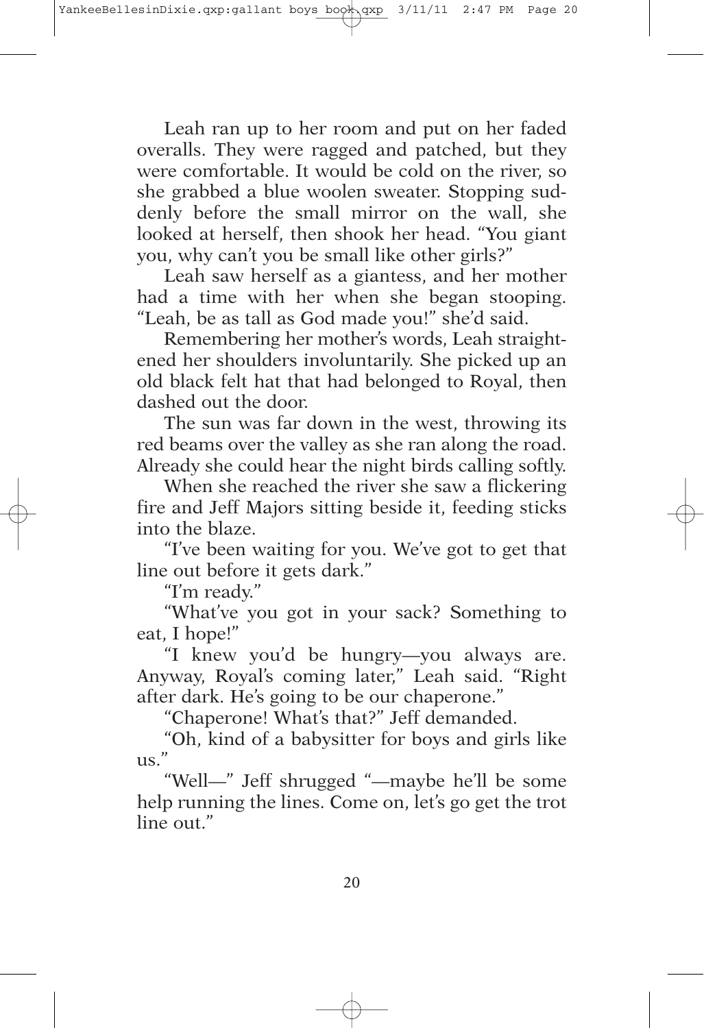Leah ran up to her room and put on her faded overalls. They were ragged and patched, but they were comfortable. It would be cold on the river, so she grabbed a blue woolen sweater. Stopping suddenly before the small mirror on the wall, she looked at herself, then shook her head. "You giant you, why can't you be small like other girls?"

Leah saw herself as a giantess, and her mother had a time with her when she began stooping. "Leah, be as tall as God made you!" she'd said.

Remembering her mother's words, Leah straightened her shoulders involuntarily. She picked up an old black felt hat that had belonged to Royal, then dashed out the door.

The sun was far down in the west, throwing its red beams over the valley as she ran along the road. Already she could hear the night birds calling softly.

When she reached the river she saw a flickering fire and Jeff Majors sitting beside it, feeding sticks into the blaze.

"I've been waiting for you. We've got to get that line out before it gets dark."

"I'm ready."

"What've you got in your sack? Something to eat, I hope!"

"I knew you'd be hungry—you always are. Anyway, Royal's coming later," Leah said. "Right after dark. He's going to be our chaperone."

"Chaperone! What's that?" Jeff demanded.

"Oh, kind of a babysitter for boys and girls like us."

"Well—" Jeff shrugged "—maybe he'll be some help running the lines. Come on, let's go get the trot line out."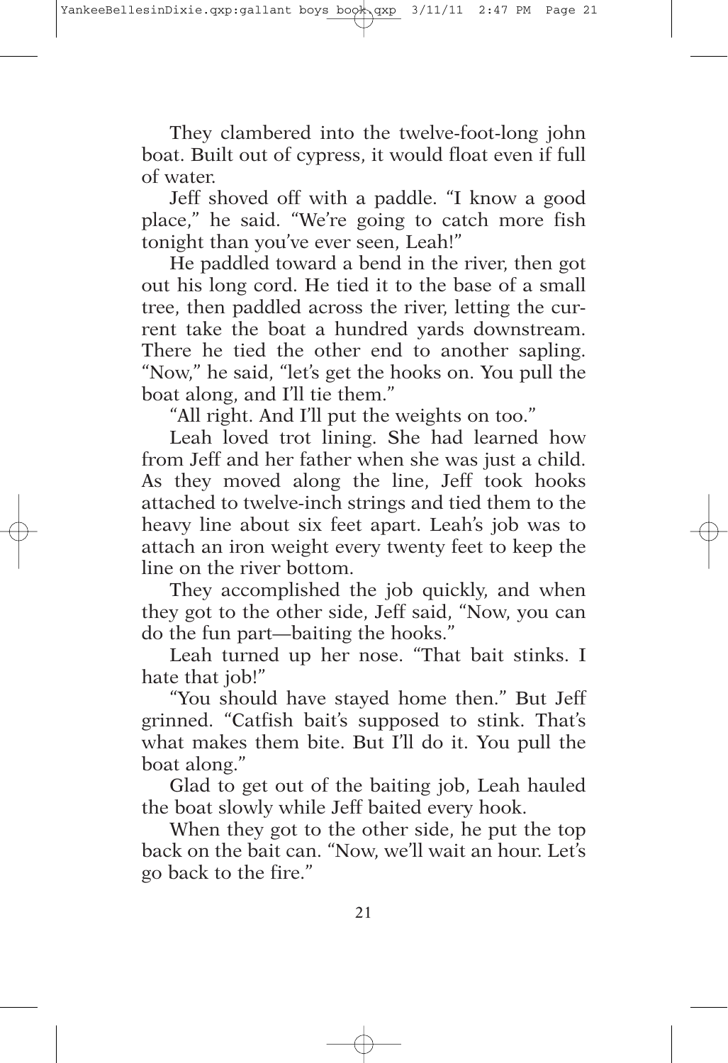They clambered into the twelve-foot-long john boat. Built out of cypress, it would float even if full of water.

Jeff shoved off with a paddle. "I know a good place," he said. "We're going to catch more fish tonight than you've ever seen, Leah!"

He paddled toward a bend in the river, then got out his long cord. He tied it to the base of a small tree, then paddled across the river, letting the current take the boat a hundred yards downstream. There he tied the other end to another sapling. "Now," he said, "let's get the hooks on. You pull the boat along, and I'll tie them."

"All right. And I'll put the weights on too."

Leah loved trot lining. She had learned how from Jeff and her father when she was just a child. As they moved along the line, Jeff took hooks attached to twelve-inch strings and tied them to the heavy line about six feet apart. Leah's job was to attach an iron weight every twenty feet to keep the line on the river bottom.

They accomplished the job quickly, and when they got to the other side, Jeff said, "Now, you can do the fun part—baiting the hooks."

Leah turned up her nose. "That bait stinks. I hate that job!"

"You should have stayed home then." But Jeff grinned. "Catfish bait's supposed to stink. That's what makes them bite. But I'll do it. You pull the boat along."

Glad to get out of the baiting job, Leah hauled the boat slowly while Jeff baited every hook.

When they got to the other side, he put the top back on the bait can. "Now, we'll wait an hour. Let's go back to the fire."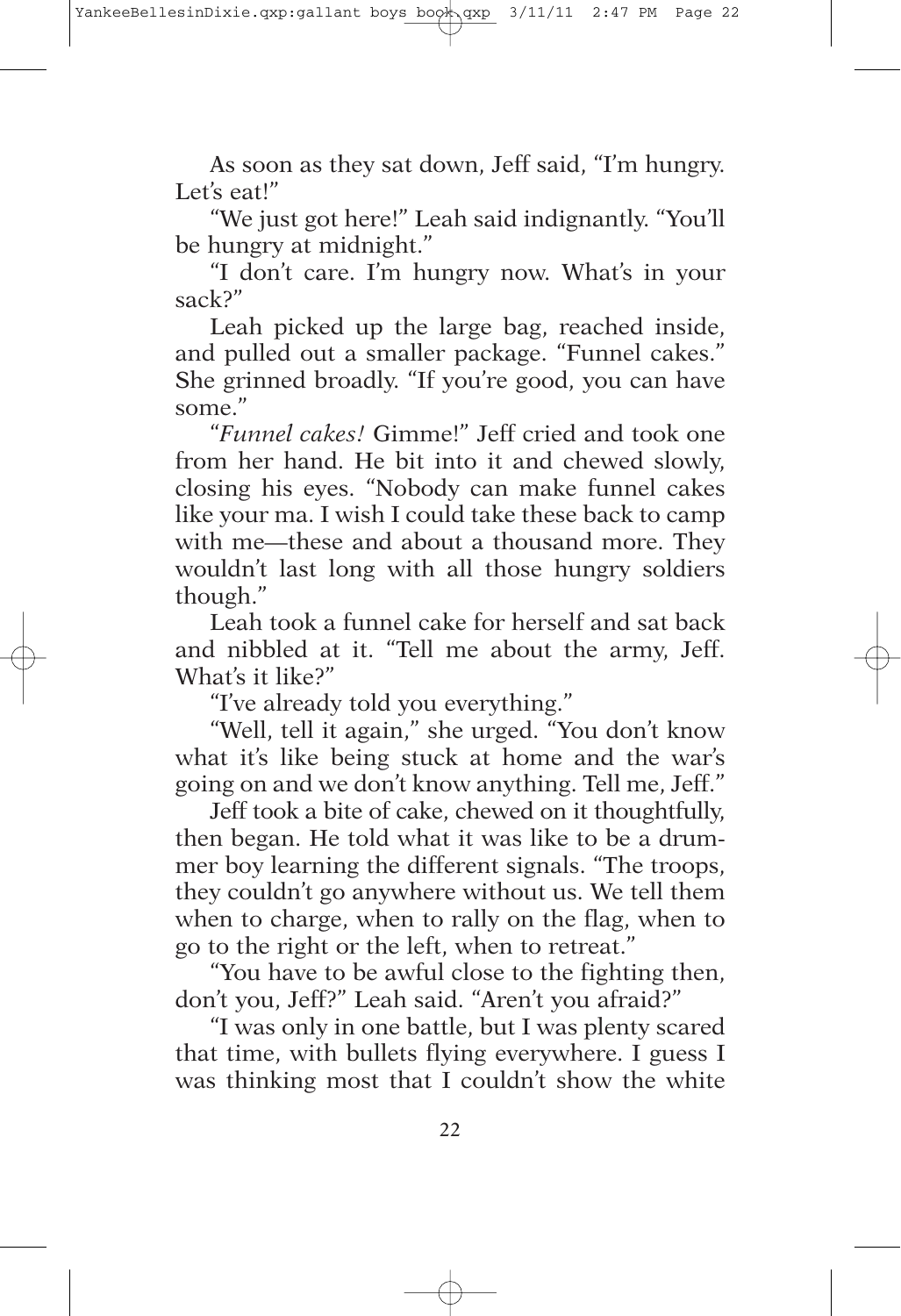As soon as they sat down, Jeff said, "I'm hungry. Let's eat!"

"We just got here!" Leah said indignantly. "You'll be hungry at midnight."

"I don't care. I'm hungry now. What's in your sack?"

Leah picked up the large bag, reached inside, and pulled out a smaller package. "Funnel cakes." She grinned broadly. "If you're good, you can have some."

"*Funnel cakes!* Gimme!" Jeff cried and took one from her hand. He bit into it and chewed slowly, closing his eyes. "Nobody can make funnel cakes like your ma. I wish I could take these back to camp with me—these and about a thousand more. They wouldn't last long with all those hungry soldiers though."

Leah took a funnel cake for herself and sat back and nibbled at it. "Tell me about the army, Jeff. What's it like?"

"I've already told you everything."

"Well, tell it again," she urged. "You don't know what it's like being stuck at home and the war's going on and we don't know anything. Tell me, Jeff."

Jeff took a bite of cake, chewed on it thoughtfully, then began. He told what it was like to be a drummer boy learning the different signals. "The troops, they couldn't go anywhere without us. We tell them when to charge, when to rally on the flag, when to go to the right or the left, when to retreat."

"You have to be awful close to the fighting then, don't you, Jeff?" Leah said. "Aren't you afraid?"

"I was only in one battle, but I was plenty scared that time, with bullets flying everywhere. I guess I was thinking most that I couldn't show the white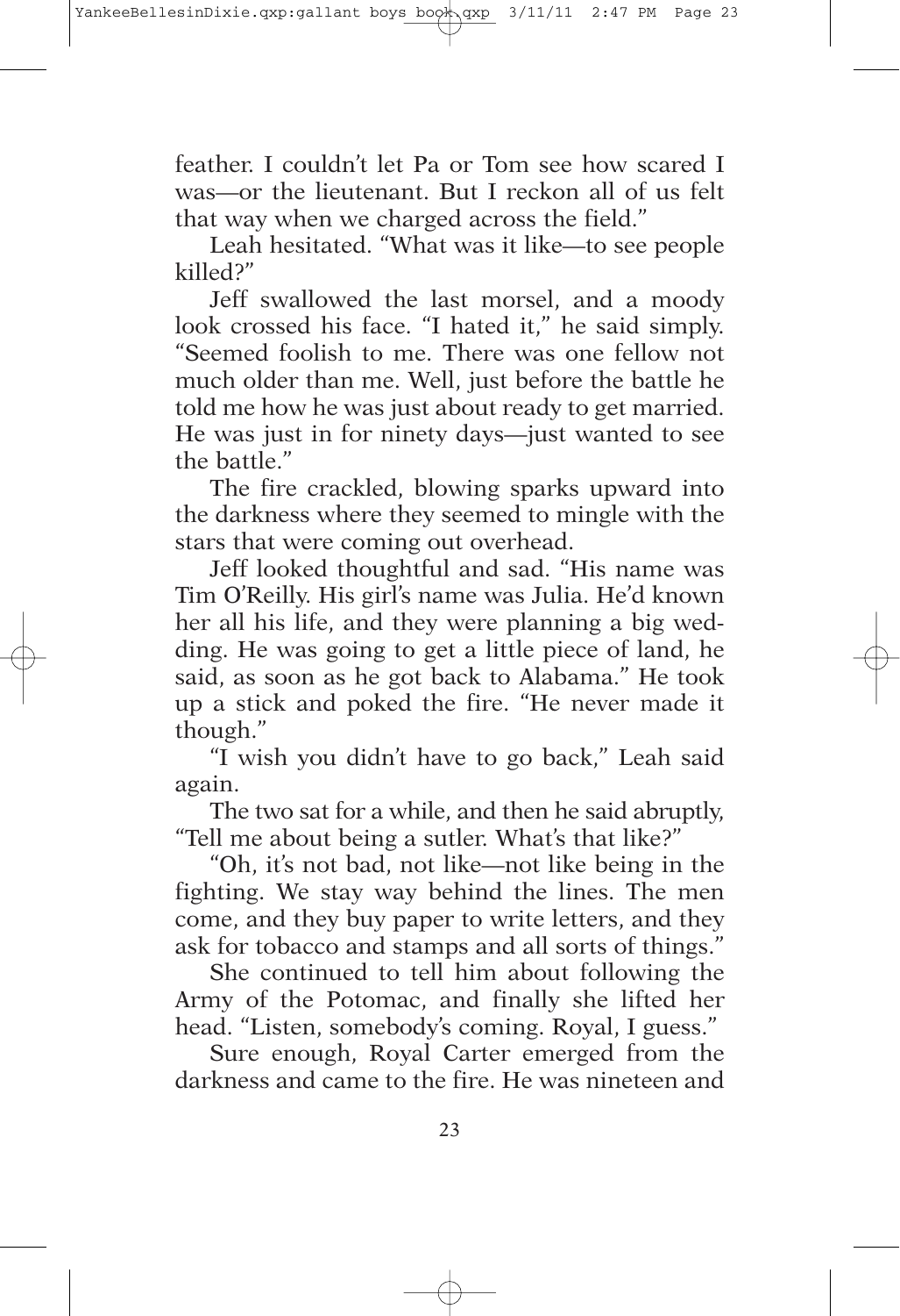feather. I couldn't let Pa or Tom see how scared I was—or the lieutenant. But I reckon all of us felt that way when we charged across the field."

Leah hesitated. "What was it like—to see people killed?"

Jeff swallowed the last morsel, and a moody look crossed his face. "I hated it," he said simply. "Seemed foolish to me. There was one fellow not much older than me. Well, just before the battle he told me how he was just about ready to get married. He was just in for ninety days—just wanted to see the battle."

The fire crackled, blowing sparks upward into the darkness where they seemed to mingle with the stars that were coming out overhead.

Jeff looked thoughtful and sad. "His name was Tim O'Reilly. His girl's name was Julia. He'd known her all his life, and they were planning a big wedding. He was going to get a little piece of land, he said, as soon as he got back to Alabama." He took up a stick and poked the fire. "He never made it though."

"I wish you didn't have to go back," Leah said again.

The two sat for a while, and then he said abruptly, "Tell me about being a sutler. What's that like?"

"Oh, it's not bad, not like—not like being in the fighting. We stay way behind the lines. The men come, and they buy paper to write letters, and they ask for tobacco and stamps and all sorts of things."

She continued to tell him about following the Army of the Potomac, and finally she lifted her head. "Listen, somebody's coming. Royal, I guess."

Sure enough, Royal Carter emerged from the darkness and came to the fire. He was nineteen and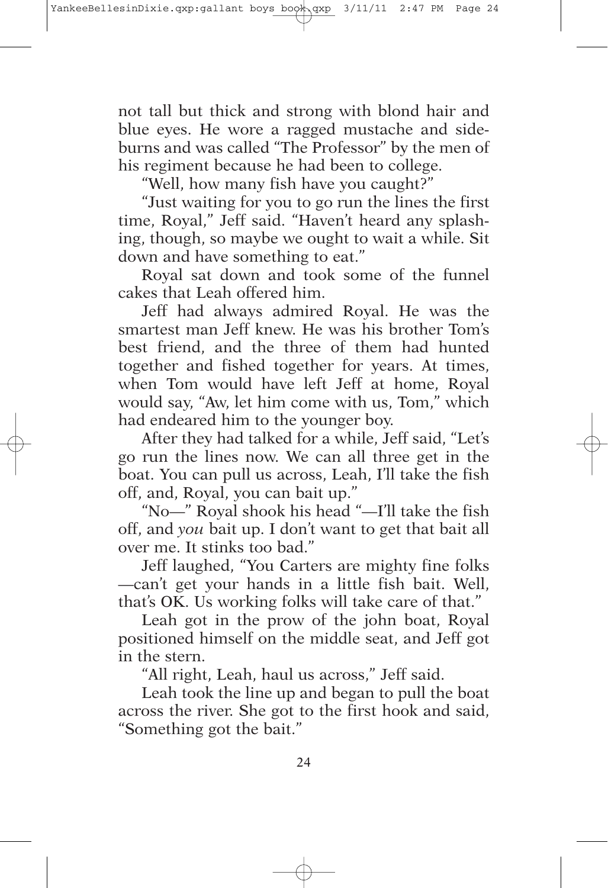not tall but thick and strong with blond hair and blue eyes. He wore a ragged mustache and sideburns and was called "The Professor" by the men of his regiment because he had been to college.

"Well, how many fish have you caught?"

"Just waiting for you to go run the lines the first time, Royal," Jeff said. "Haven't heard any splashing, though, so maybe we ought to wait a while. Sit down and have something to eat."

Royal sat down and took some of the funnel cakes that Leah offered him.

Jeff had always admired Royal. He was the smartest man Jeff knew. He was his brother Tom's best friend, and the three of them had hunted together and fished together for years. At times, when Tom would have left Jeff at home, Royal would say, "Aw, let him come with us, Tom," which had endeared him to the younger boy.

After they had talked for a while, Jeff said, "Let's go run the lines now. We can all three get in the boat. You can pull us across, Leah, I'll take the fish off, and, Royal, you can bait up."

"No—" Royal shook his head "—I'll take the fish off, and *you* bait up. I don't want to get that bait all over me. It stinks too bad."

Jeff laughed, "You Carters are mighty fine folks —can't get your hands in a little fish bait. Well, that's OK. Us working folks will take care of that."

Leah got in the prow of the john boat, Royal positioned himself on the middle seat, and Jeff got in the stern.

"All right, Leah, haul us across," Jeff said.

Leah took the line up and began to pull the boat across the river. She got to the first hook and said, "Something got the bait."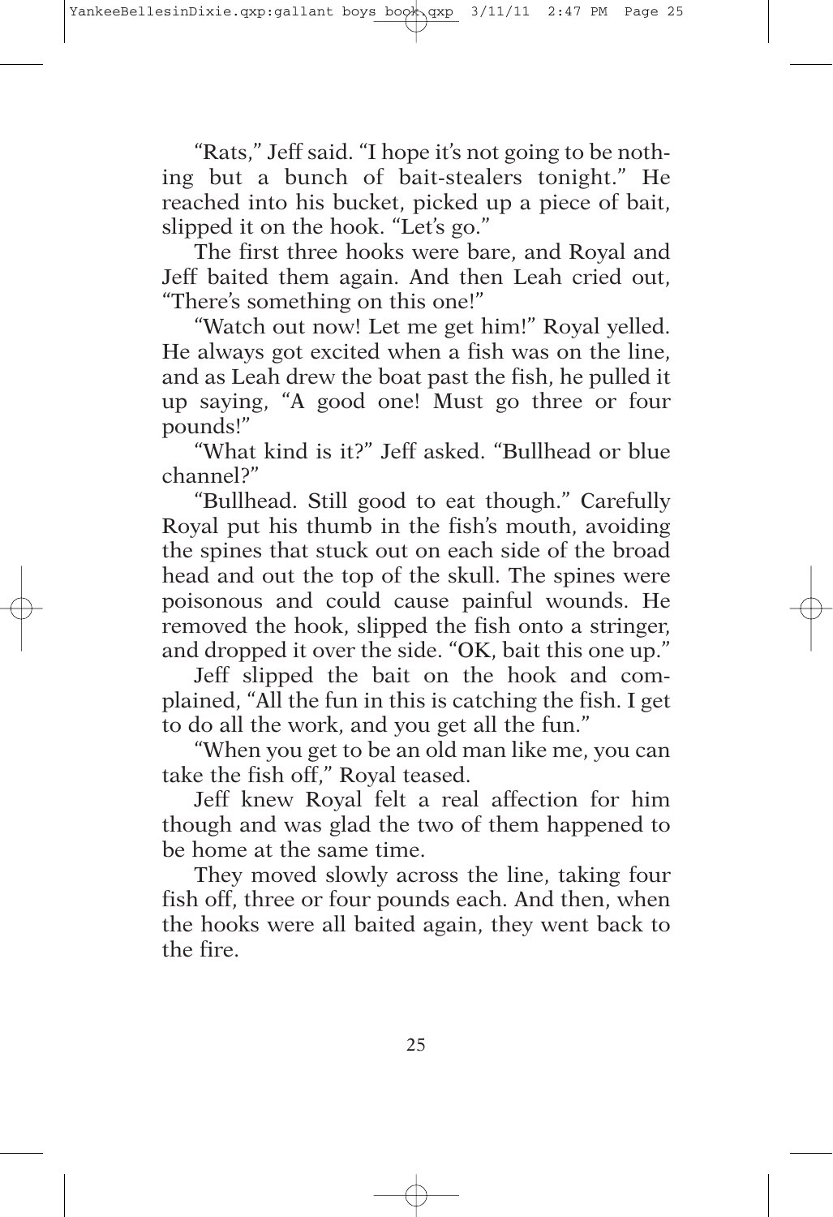"Rats," Jeff said. "I hope it's not going to be nothing but a bunch of bait-stealers tonight." He reached into his bucket, picked up a piece of bait, slipped it on the hook. "Let's go."

The first three hooks were bare, and Royal and Jeff baited them again. And then Leah cried out, "There's something on this one!"

"Watch out now! Let me get him!" Royal yelled. He always got excited when a fish was on the line, and as Leah drew the boat past the fish, he pulled it up saying, "A good one! Must go three or four pounds!"

"What kind is it?" Jeff asked. "Bullhead or blue channel?"

"Bullhead. Still good to eat though." Carefully Royal put his thumb in the fish's mouth, avoiding the spines that stuck out on each side of the broad head and out the top of the skull. The spines were poisonous and could cause painful wounds. He removed the hook, slipped the fish onto a stringer, and dropped it over the side. "OK, bait this one up."

Jeff slipped the bait on the hook and complained, "All the fun in this is catching the fish. I get to do all the work, and you get all the fun."

"When you get to be an old man like me, you can take the fish off," Royal teased.

Jeff knew Royal felt a real affection for him though and was glad the two of them happened to be home at the same time.

They moved slowly across the line, taking four fish off, three or four pounds each. And then, when the hooks were all baited again, they went back to the fire.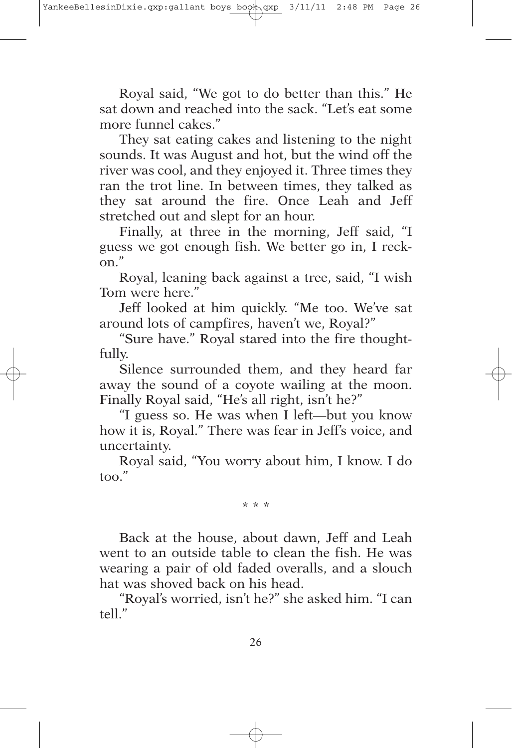Royal said, "We got to do better than this." He sat down and reached into the sack. "Let's eat some more funnel cakes."

They sat eating cakes and listening to the night sounds. It was August and hot, but the wind off the river was cool, and they enjoyed it. Three times they ran the trot line. In between times, they talked as they sat around the fire. Once Leah and Jeff stretched out and slept for an hour.

Finally, at three in the morning, Jeff said, "I guess we got enough fish. We better go in, I reckon."

Royal, leaning back against a tree, said, "I wish Tom were here."

Jeff looked at him quickly. "Me too. We've sat around lots of campfires, haven't we, Royal?"

"Sure have." Royal stared into the fire thoughtfully.

Silence surrounded them, and they heard far away the sound of a coyote wailing at the moon. Finally Royal said, "He's all right, isn't he?"

"I guess so. He was when I left—but you know how it is, Royal." There was fear in Jeff's voice, and uncertainty.

Royal said, "You worry about him, I know. I do too."

* * *

Back at the house, about dawn, Jeff and Leah went to an outside table to clean the fish. He was wearing a pair of old faded overalls, and a slouch hat was shoved back on his head.

"Royal's worried, isn't he?" she asked him. "I can tell."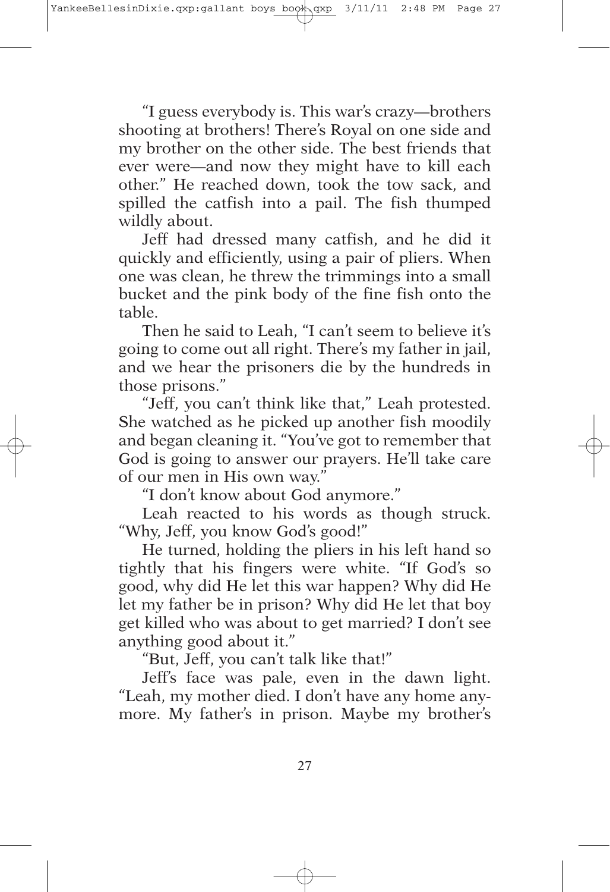"I guess everybody is. This war's crazy—brothers shooting at brothers! There's Royal on one side and my brother on the other side. The best friends that ever were—and now they might have to kill each other." He reached down, took the tow sack, and spilled the catfish into a pail. The fish thumped wildly about.

Jeff had dressed many catfish, and he did it quickly and efficiently, using a pair of pliers. When one was clean, he threw the trimmings into a small bucket and the pink body of the fine fish onto the table.

Then he said to Leah, "I can't seem to believe it's going to come out all right. There's my father in jail, and we hear the prisoners die by the hundreds in those prisons."

"Jeff, you can't think like that," Leah protested. She watched as he picked up another fish moodily and began cleaning it. "You've got to remember that God is going to answer our prayers. He'll take care of our men in His own way."

"I don't know about God anymore."

Leah reacted to his words as though struck. "Why, Jeff, you know God's good!"

He turned, holding the pliers in his left hand so tightly that his fingers were white. "If God's so good, why did He let this war happen? Why did He let my father be in prison? Why did He let that boy get killed who was about to get married? I don't see anything good about it."

"But, Jeff, you can't talk like that!"

Jeff's face was pale, even in the dawn light. "Leah, my mother died. I don't have any home anymore. My father's in prison. Maybe my brother's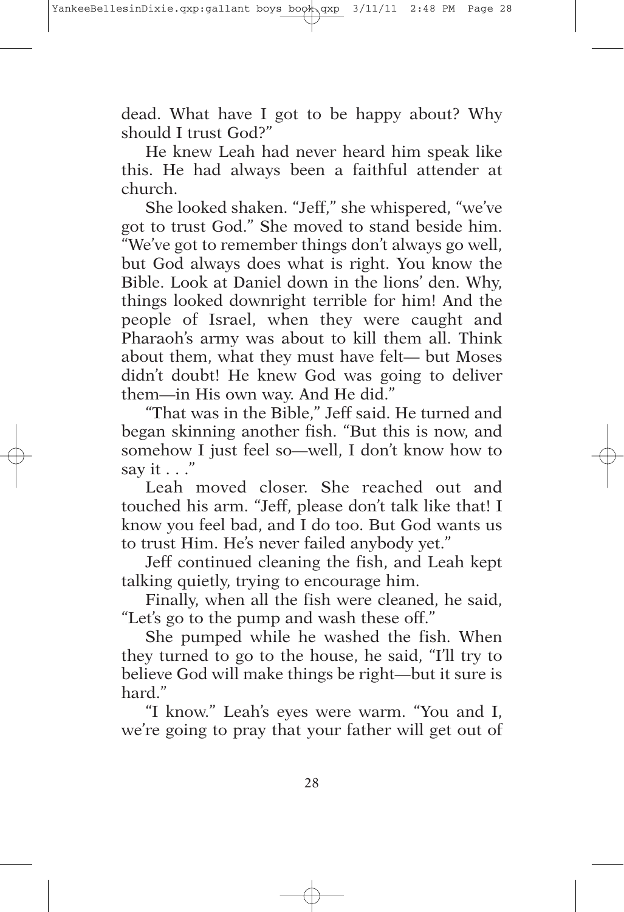dead. What have I got to be happy about? Why should I trust God?"

He knew Leah had never heard him speak like this. He had always been a faithful attender at church.

She looked shaken. "Jeff," she whispered, "we've got to trust God." She moved to stand beside him. "We've got to remember things don't always go well, but God always does what is right. You know the Bible. Look at Daniel down in the lions' den. Why, things looked downright terrible for him! And the people of Israel, when they were caught and Pharaoh's army was about to kill them all. Think about them, what they must have felt— but Moses didn't doubt! He knew God was going to deliver them—in His own way. And He did."

"That was in the Bible," Jeff said. He turned and began skinning another fish. "But this is now, and somehow I just feel so—well, I don't know how to say it . . ."

Leah moved closer. She reached out and touched his arm. "Jeff, please don't talk like that! I know you feel bad, and I do too. But God wants us to trust Him. He's never failed anybody yet."

Jeff continued cleaning the fish, and Leah kept talking quietly, trying to encourage him.

Finally, when all the fish were cleaned, he said, "Let's go to the pump and wash these off."

She pumped while he washed the fish. When they turned to go to the house, he said, "I'll try to believe God will make things be right—but it sure is hard."

"I know." Leah's eyes were warm. "You and I, we're going to pray that your father will get out of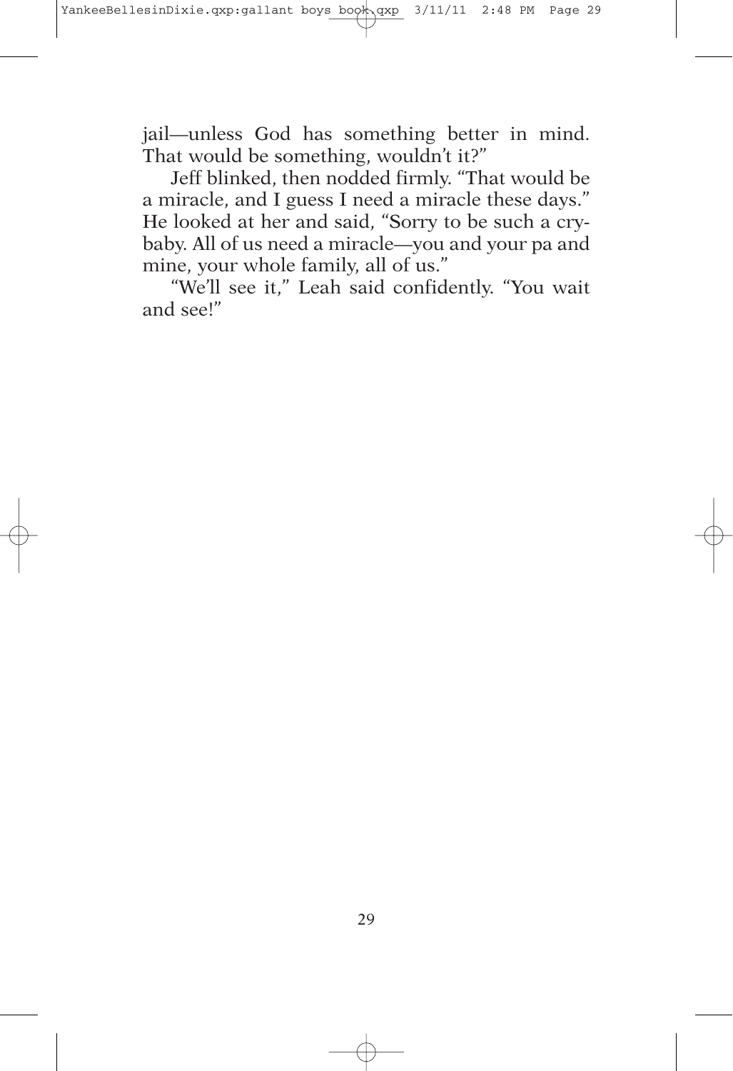jail—unless God has something better in mind. That would be something, wouldn't it?"

Jeff blinked, then nodded firmly. "That would be a miracle, and I guess I need a miracle these days." He looked at her and said, "Sorry to be such a crybaby. All of us need a miracle—you and your pa and mine, your whole family, all of us."

"We'll see it," Leah said confidently. "You wait and see!"